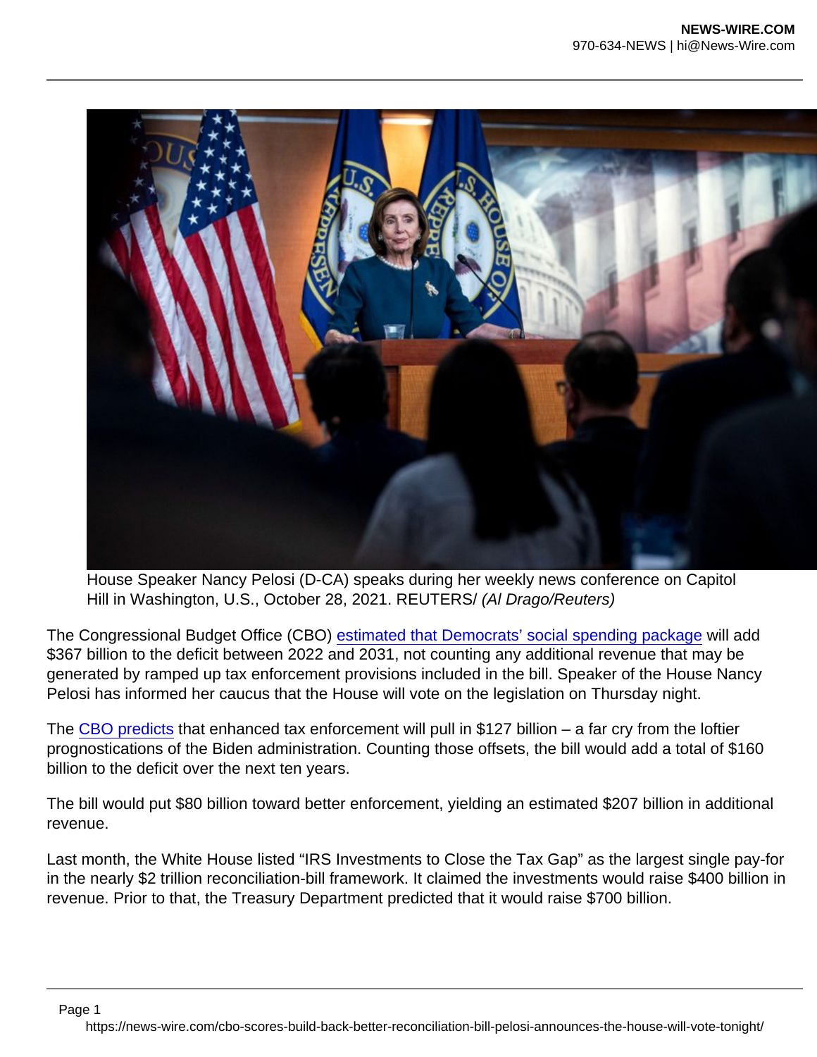House Speaker Nancy Pelosi (D-CA) speaks during her weekly news conference on Capitol Hill in Washington, U.S., October 28, 2021. REUTERS/ *(Al Drago/Reuters)*

The Congressional Budget Office (CBO) [estimated that Democrats' social spending package](#) will add $367 billion to the deficit between 2022 and 2031, not counting any additional revenue that may be generated by ramped up tax enforcement provisions included in the bill. Speaker of the House Nancy Pelosi has informed her caucus that the House will vote on the legislation on Thursday night.

The [CBO predicts](#) that enhanced tax enforcement will pull in $127 billion – a far cry from the loftier prognostications of the Biden administration. Counting those offsets, the bill would add a total of $160 billion to the deficit over the next ten years.

The bill would put $80 billion toward better enforcement, yielding an estimated $207 billion in additional revenue.

Last month, the White House listed "IRS Investments to Close the Tax Gap" as the largest single pay-for in the nearly $2 trillion reconciliation-bill framework. It claimed the investments would raise $400 billion in revenue. Prior to that, the Treasury Department predicted that it would raise $700 billion.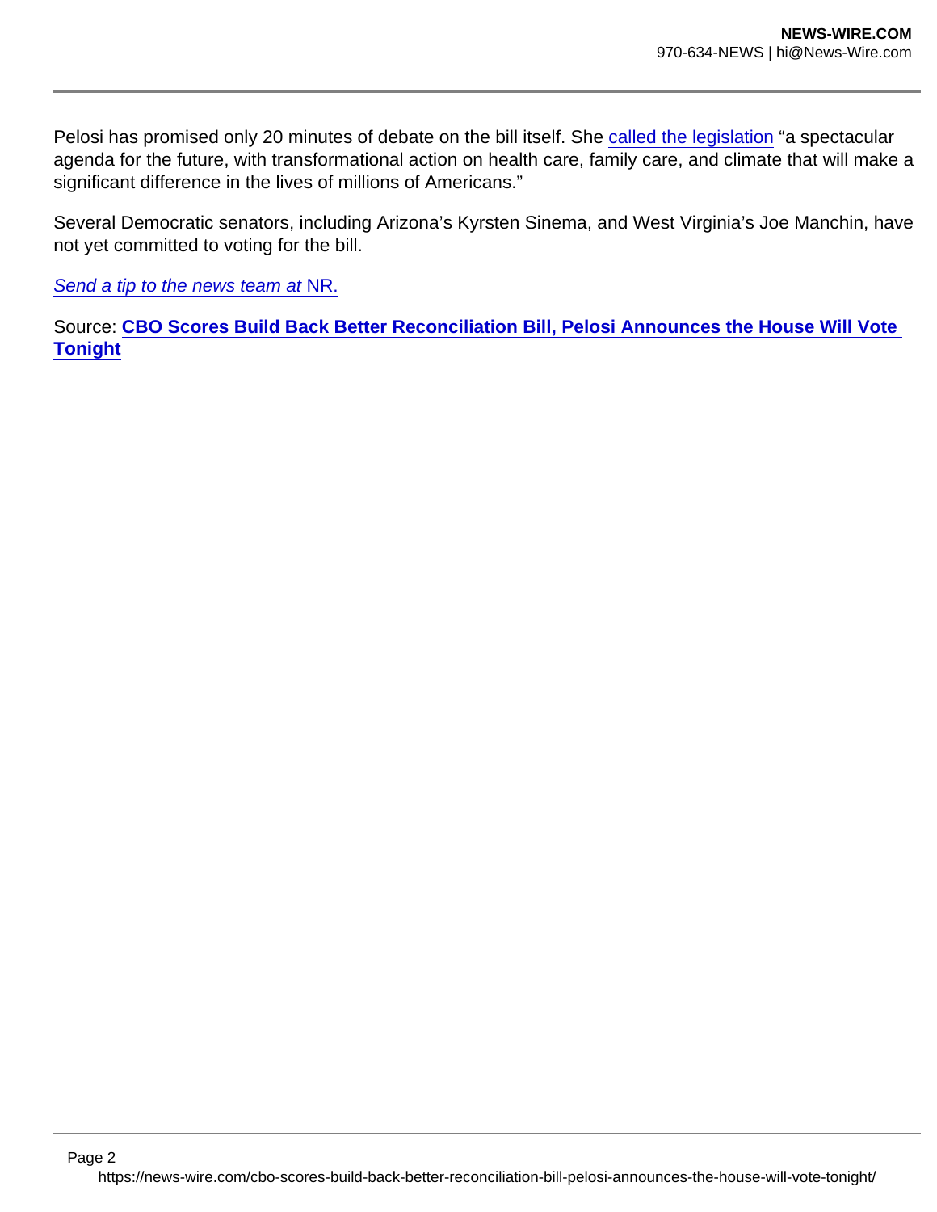Pelosi has promised only 20 minutes of debate on the bill itself. She called the legislation "a spectacular agenda for the future, with transformational action on health care, family care, and climate that will make a significant difference in the lives of millions of Americans."

Several Democratic senators, including Arizona's Kyrsten Sinema, and West Virginia's Joe Manchin, have not yet committed to voting for the bill.

*Send a tip to the news team at* NR.

Source: **CBO Scores Build Back Better Reconciliation Bill, Pelosi Announces the House Will Vote Tonight**